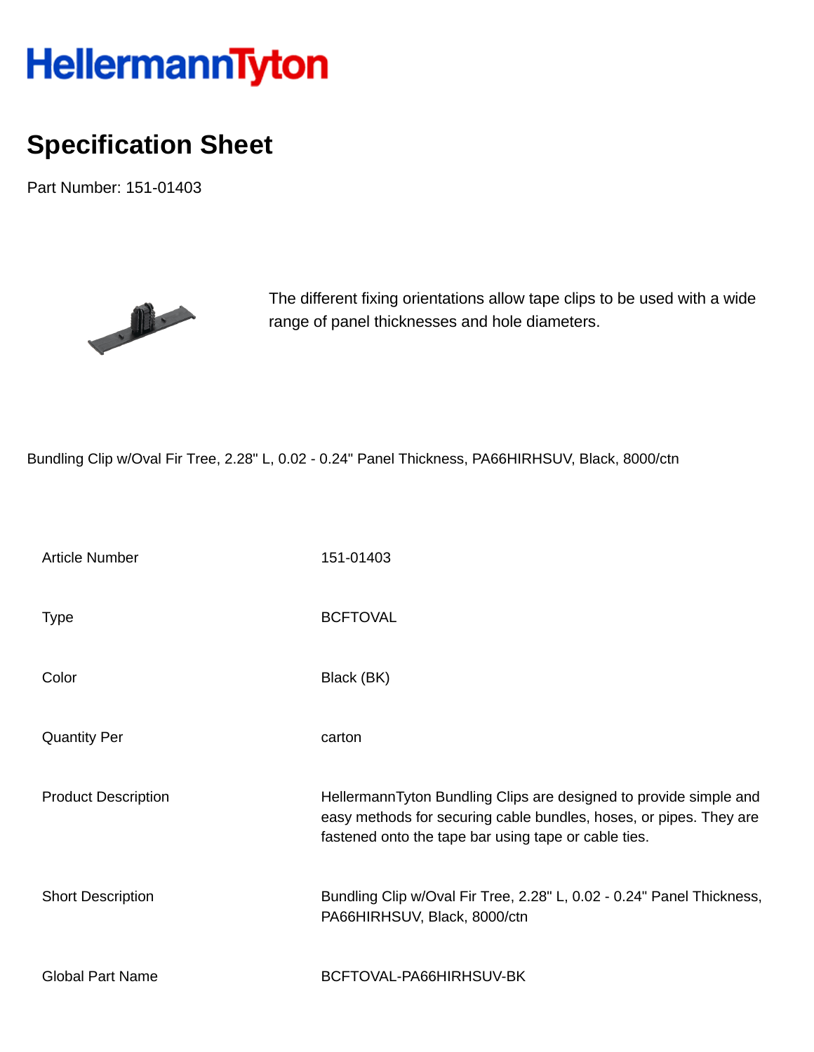# HellermannTyton

## Specification Sheet

Part Number: 151-01403

The different fixing orientations allow tape clips to be used with a wide range of panel thicknesses and hole diameters.

Bundling Clip w/Oval Fir Tree, 2.28" L, 0.02 - 0.24" Panel Thickness, PA66HIRHSUV, Black, 8000/ctn

| | |
|---|---|
| Article Number | 151-01403 |
| Type | BCFTOVAL |
| Color | Black (BK) |
| Quantity Per | carton |
| Product Description | HellermannTyton Bundling Clips are designed to provide simple and easy methods for securing cable bundles, hoses, or pipes. They are fastened onto the tape bar using tape or cable ties. |
| Short Description | Bundling Clip w/Oval Fir Tree, 2.28" L, 0.02 - 0.24" Panel Thickness, PA66HIRHSUV, Black, 8000/ctn |
| Global Part Name | BCFTOVAL-PA66HIRHSUV-BK |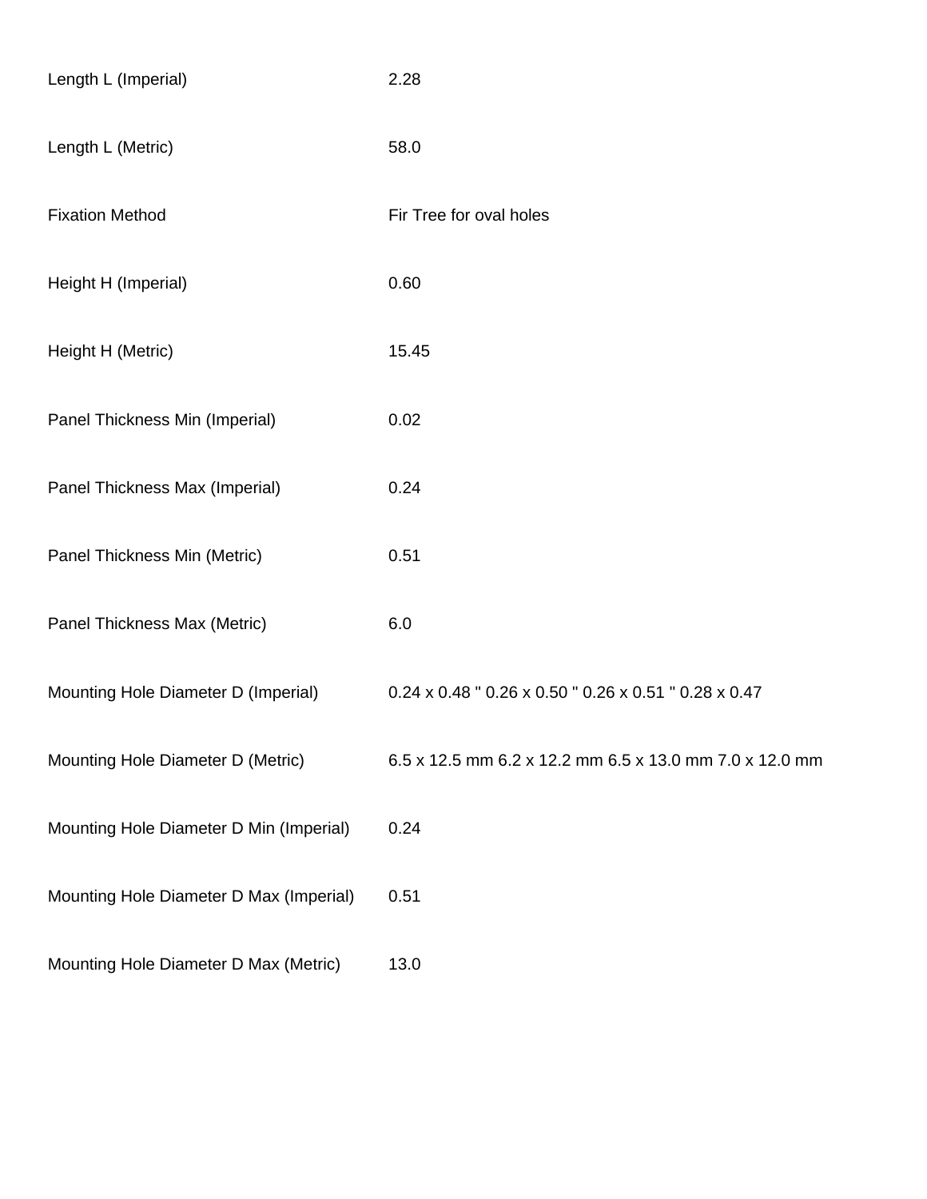| | |
|---|---|
| Length L (Imperial) | 2.28 |
| Length L (Metric) | 58.0 |
| Fixation Method | Fir Tree for oval holes |
| Height H (Imperial) | 0.60 |
| Height H (Metric) | 15.45 |
| Panel Thickness Min (Imperial) | 0.02 |
| Panel Thickness Max (Imperial) | 0.24 |
| Panel Thickness Min (Metric) | 0.51 |
| Panel Thickness Max (Metric) | 6.0 |
| Mounting Hole Diameter D (Imperial) | 0.24 x 0.48 " 0.26 x 0.50 " 0.26 x 0.51 " 0.28 x 0.47 |
| Mounting Hole Diameter D (Metric) | 6.5 x 12.5 mm 6.2 x 12.2 mm 6.5 x 13.0 mm 7.0 x 12.0 mm |
| Mounting Hole Diameter D Min (Imperial) | 0.24 |
| Mounting Hole Diameter D Max (Imperial) | 0.51 |
| Mounting Hole Diameter D Max (Metric) | 13.0 |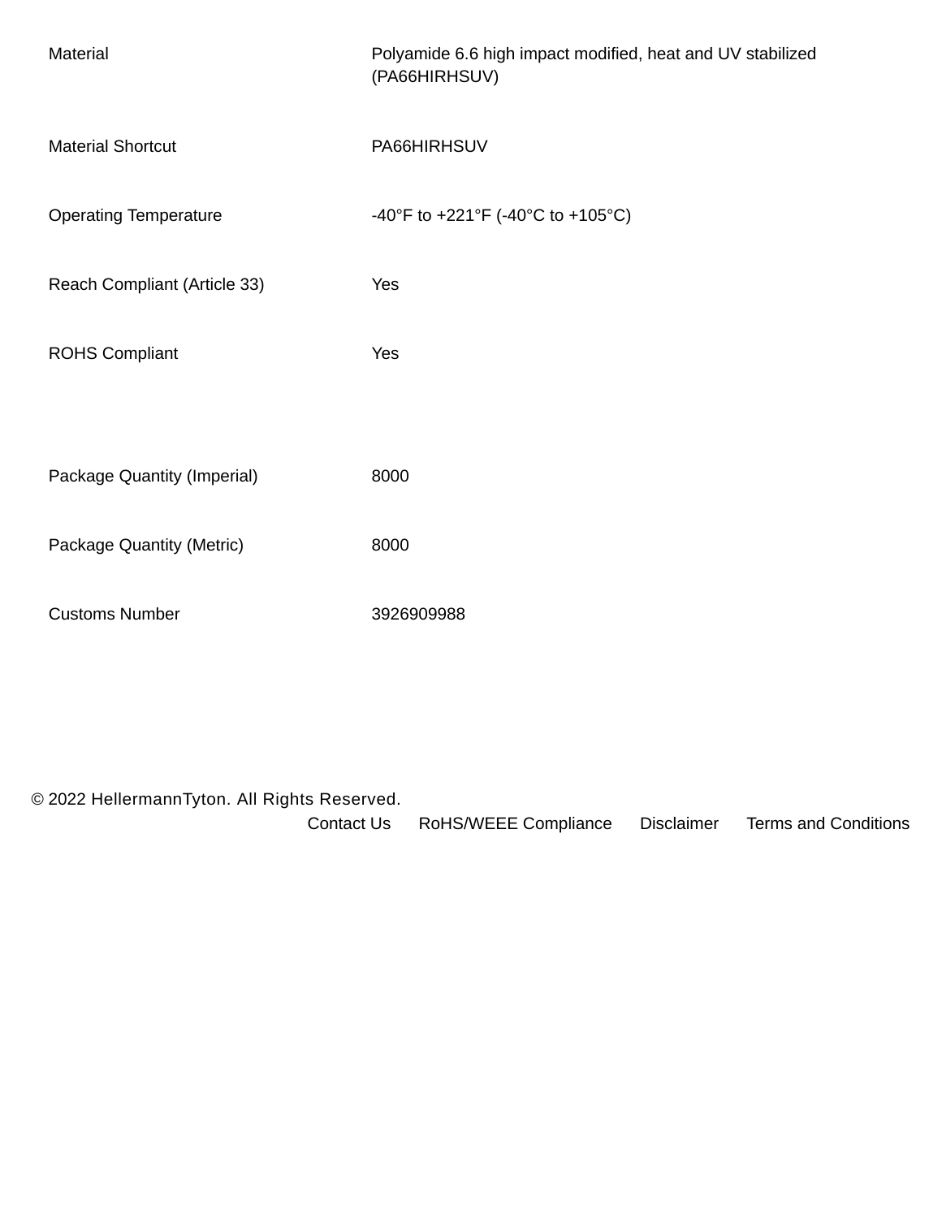| | |
|---|---|
| Material | Polyamide 6.6 high impact modified, heat and UV stabilized (PA66HIRHSUV) |
| Material Shortcut | PA66HIRHSUV |
| Operating Temperature | -40°F to +221°F (-40°C to +105°C) |
| Reach Compliant (Article 33) | Yes |
| ROHS Compliant | Yes |
| Package Quantity (Imperial) | 8000 |
| Package Quantity (Metric) | 8000 |
| Customs Number | 3926909988 |

© 2022 HellermannTyton. All Rights Reserved.

Contact Us RoHS/WEEE Compliance Disclaimer Terms and Conditions